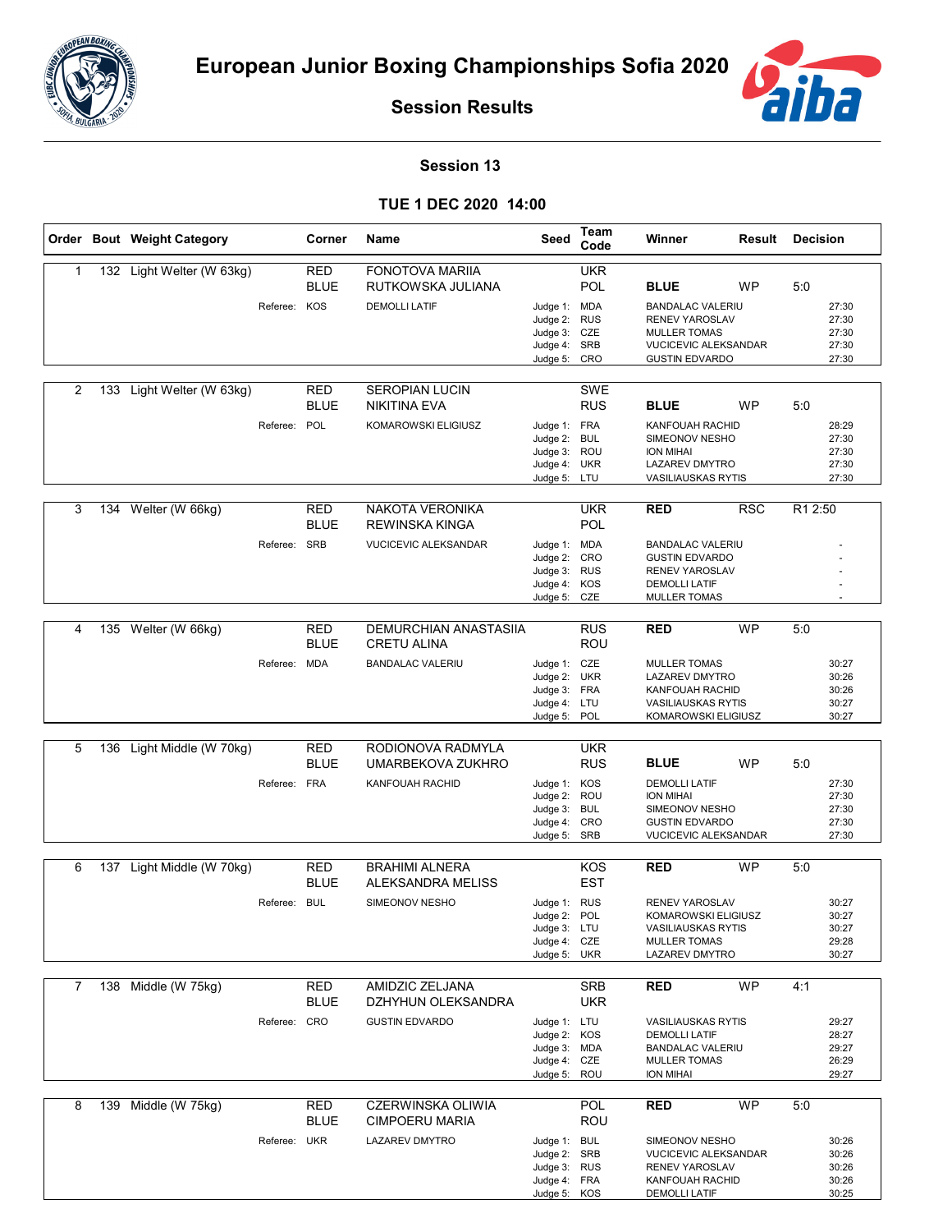# European Junior Boxing Championships Sofia 2020

## Session Results

### Session 13

### TUE 1 DEC 2020 14:00

| Order | Bout | Weight Category | Corner | Name | Seed | Team Code | Winner | Result | Decision |
|---|---|---|---|---|---|---|---|---|---|
| 1 | 132 | Light Welter (W 63kg) | RED | FONOTOVA MARIIA | | UKR | | | |
| | | | BLUE | RUTKOWSKA JULIANA | | POL | **BLUE** | WP | 5:0 |
| | | | Referee: KOS | DEMOLLI LATIF | Judge 1: | MDA | BANDALAC VALERIU | | 27:30 |
| | | | | | Judge 2: | RUS | RENEV YAROSLAV | | 27:30 |
| | | | | | Judge 3: | CZE | MULLER TOMAS | | 27:30 |
| | | | | | Judge 4: | SRB | VUCICEVIC ALEKSANDAR | | 27:30 |
| | | | | | Judge 5: | CRO | GUSTIN EDVARDO | | 27:30 |
| 2 | 133 | Light Welter (W 63kg) | RED | SEROPIAN LUCIN | | SWE | | | |
| | | | BLUE | NIKITINA EVA | | RUS | **BLUE** | WP | 5:0 |
| | | | Referee: POL | KOMAROWSKI ELIGIUSZ | Judge 1: | FRA | KANFOUAH RACHID | | 28:29 |
| | | | | | Judge 2: | BUL | SIMEONOV NESHO | | 27:30 |
| | | | | | Judge 3: | ROU | ION MIHAI | | 27:30 |
| | | | | | Judge 4: | UKR | LAZAREV DMYTRO | | 27:30 |
| | | | | | Judge 5: | LTU | VASILIAUSKAS RYTIS | | 27:30 |
| 3 | 134 | Welter (W 66kg) | RED | NAKOTA VERONIKA | | UKR | **RED** | RSC | R1 2:50 |
| | | | BLUE | REWINSKA KINGA | | POL | | | |
| | | | Referee: SRB | VUCICEVIC ALEKSANDAR | Judge 1: | MDA | BANDALAC VALERIU | | - |
| | | | | | Judge 2: | CRO | GUSTIN EDVARDO | | - |
| | | | | | Judge 3: | RUS | RENEV YAROSLAV | | - |
| | | | | | Judge 4: | KOS | DEMOLLI LATIF | | - |
| | | | | | Judge 5: | CZE | MULLER TOMAS | | - |
| 4 | 135 | Welter (W 66kg) | RED | DEMURCHIAN ANASTASIIA | | RUS | **RED** | WP | 5:0 |
| | | | BLUE | CRETU ALINA | | ROU | | | |
| | | | Referee: MDA | BANDALAC VALERIU | Judge 1: | CZE | MULLER TOMAS | | 30:27 |
| | | | | | Judge 2: | UKR | LAZAREV DMYTRO | | 30:26 |
| | | | | | Judge 3: | FRA | KANFOUAH RACHID | | 30:26 |
| | | | | | Judge 4: | LTU | VASILIAUSKAS RYTIS | | 30:27 |
| | | | | | Judge 5: | POL | KOMAROWSKI ELIGIUSZ | | 30:27 |
| 5 | 136 | Light Middle (W 70kg) | RED | RODIONOVA RADMYLA | | UKR | | | |
| | | | BLUE | UMARBEKOVA ZUKHRO | | RUS | **BLUE** | WP | 5:0 |
| | | | Referee: FRA | KANFOUAH RACHID | Judge 1: | KOS | DEMOLLI LATIF | | 27:30 |
| | | | | | Judge 2: | ROU | ION MIHAI | | 27:30 |
| | | | | | Judge 3: | BUL | SIMEONOV NESHO | | 27:30 |
| | | | | | Judge 4: | CRO | GUSTIN EDVARDO | | 27:30 |
| | | | | | Judge 5: | SRB | VUCICEVIC ALEKSANDAR | | 27:30 |
| 6 | 137 | Light Middle (W 70kg) | RED | BRAHIMI ALNERA | | KOS | **RED** | WP | 5:0 |
| | | | BLUE | ALEKSANDRA MELISS | | EST | | | |
| | | | Referee: BUL | SIMEONOV NESHO | Judge 1: | RUS | RENEV YAROSLAV | | 30:27 |
| | | | | | Judge 2: | POL | KOMAROWSKI ELIGIUSZ | | 30:27 |
| | | | | | Judge 3: | LTU | VASILIAUSKAS RYTIS | | 30:27 |
| | | | | | Judge 4: | CZE | MULLER TOMAS | | 29:28 |
| | | | | | Judge 5: | UKR | LAZAREV DMYTRO | | 30:27 |
| 7 | 138 | Middle (W 75kg) | RED | AMIDZIC ZELJANA | | SRB | **RED** | WP | 4:1 |
| | | | BLUE | DZHYHUN OLEKSANDRA | | UKR | | | |
| | | | Referee: CRO | GUSTIN EDVARDO | Judge 1: | LTU | VASILIAUSKAS RYTIS | | 29:27 |
| | | | | | Judge 2: | KOS | DEMOLLI LATIF | | 28:27 |
| | | | | | Judge 3: | MDA | BANDALAC VALERIU | | 29:27 |
| | | | | | Judge 4: | CZE | MULLER TOMAS | | 26:29 |
| | | | | | Judge 5: | ROU | ION MIHAI | | 29:27 |
| 8 | 139 | Middle (W 75kg) | RED | CZERWINSKA OLIWIA | | POL | **RED** | WP | 5:0 |
| | | | BLUE | CIMPOERU MARIA | | ROU | | | |
| | | | Referee: UKR | LAZAREV DMYTRO | Judge 1: | BUL | SIMEONOV NESHO | | 30:26 |
| | | | | | Judge 2: | SRB | VUCICEVIC ALEKSANDAR | | 30:26 |
| | | | | | Judge 3: | RUS | RENEV YAROSLAV | | 30:26 |
| | | | | | Judge 4: | FRA | KANFOUAH RACHID | | 30:26 |
| | | | | | Judge 5: | KOS | DEMOLLI LATIF | | 30:25 |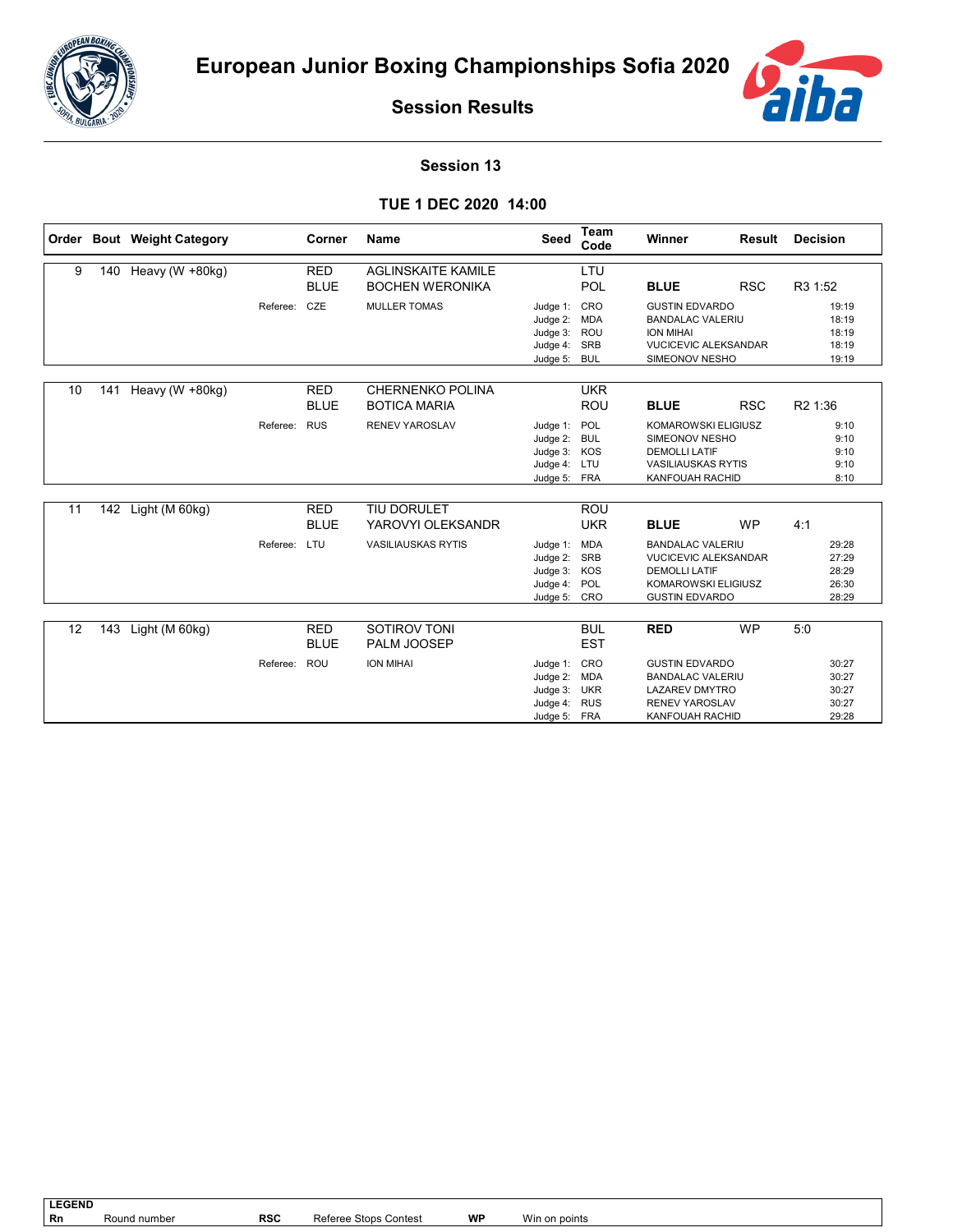# European Junior Boxing Championships Sofia 2020

## Session Results

### Session 13

### TUE 1 DEC 2020 14:00

| Order | Bout | Weight Category | Corner | Name | Seed | Team Code | Winner | Result | Decision |
|---|---|---|---|---|---|---|---|---|---|
| 9 | 140 | Heavy (W +80kg) | RED | AGLINSKAITE KAMILE | | LTU | | | |
| | | | BLUE | BOCHEN WERONIKA | | POL | **BLUE** | RSC | R3 1:52 |
| | | Referee: | CZE | MULLER TOMAS | Judge 1: | CRO | GUSTIN EDVARDO | | 19:19 |
| | | | | | Judge 2: | MDA | BANDALAC VALERIU | | 18:19 |
| | | | | | Judge 3: | ROU | ION MIHAI | | 18:19 |
| | | | | | Judge 4: | SRB | VUCICEVIC ALEKSANDAR | | 18:19 |
| | | | | | Judge 5: | BUL | SIMEONOV NESHO | | 19:19 |
| 10 | 141 | Heavy (W +80kg) | RED | CHERNENKO POLINA | | UKR | | | |
| | | | BLUE | BOTICA MARIA | | ROU | **BLUE** | RSC | R2 1:36 |
| | | Referee: | RUS | RENEV YAROSLAV | Judge 1: | POL | KOMAROWSKI ELIGIUSZ | | 9:10 |
| | | | | | Judge 2: | BUL | SIMEONOV NESHO | | 9:10 |
| | | | | | Judge 3: | KOS | DEMOLLI LATIF | | 9:10 |
| | | | | | Judge 4: | LTU | VASILIAUSKAS RYTIS | | 9:10 |
| | | | | | Judge 5: | FRA | KANFOUAH RACHID | | 8:10 |
| 11 | 142 | Light (M 60kg) | RED | TIU DORULET | | ROU | | | |
| | | | BLUE | YAROVYI OLEKSANDR | | UKR | **BLUE** | WP | 4:1 |
| | | Referee: | LTU | VASILIAUSKAS RYTIS | Judge 1: | MDA | BANDALAC VALERIU | | 29:28 |
| | | | | | Judge 2: | SRB | VUCICEVIC ALEKSANDAR | | 27:29 |
| | | | | | Judge 3: | KOS | DEMOLLI LATIF | | 28:29 |
| | | | | | Judge 4: | POL | KOMAROWSKI ELIGIUSZ | | 26:30 |
| | | | | | Judge 5: | CRO | GUSTIN EDVARDO | | 28:29 |
| 12 | 143 | Light (M 60kg) | RED | SOTIROV TONI | | BUL | **RED** | WP | 5:0 |
| | | | BLUE | PALM JOOSEP | | EST | | | |
| | | Referee: | ROU | ION MIHAI | Judge 1: | CRO | GUSTIN EDVARDO | | 30:27 |
| | | | | | Judge 2: | MDA | BANDALAC VALERIU | | 30:27 |
| | | | | | Judge 3: | UKR | LAZAREV DMYTRO | | 30:27 |
| | | | | | Judge 4: | RUS | RENEV YAROSLAV | | 30:27 |
| | | | | | Judge 5: | FRA | KANFOUAH RACHID | | 29:28 |

**LEGEND**

| | | | | | |
|---|---|---|---|---|---|
| **Rn** | Round number | **RSC** | Referee Stops Contest | **WP** | Win on points |